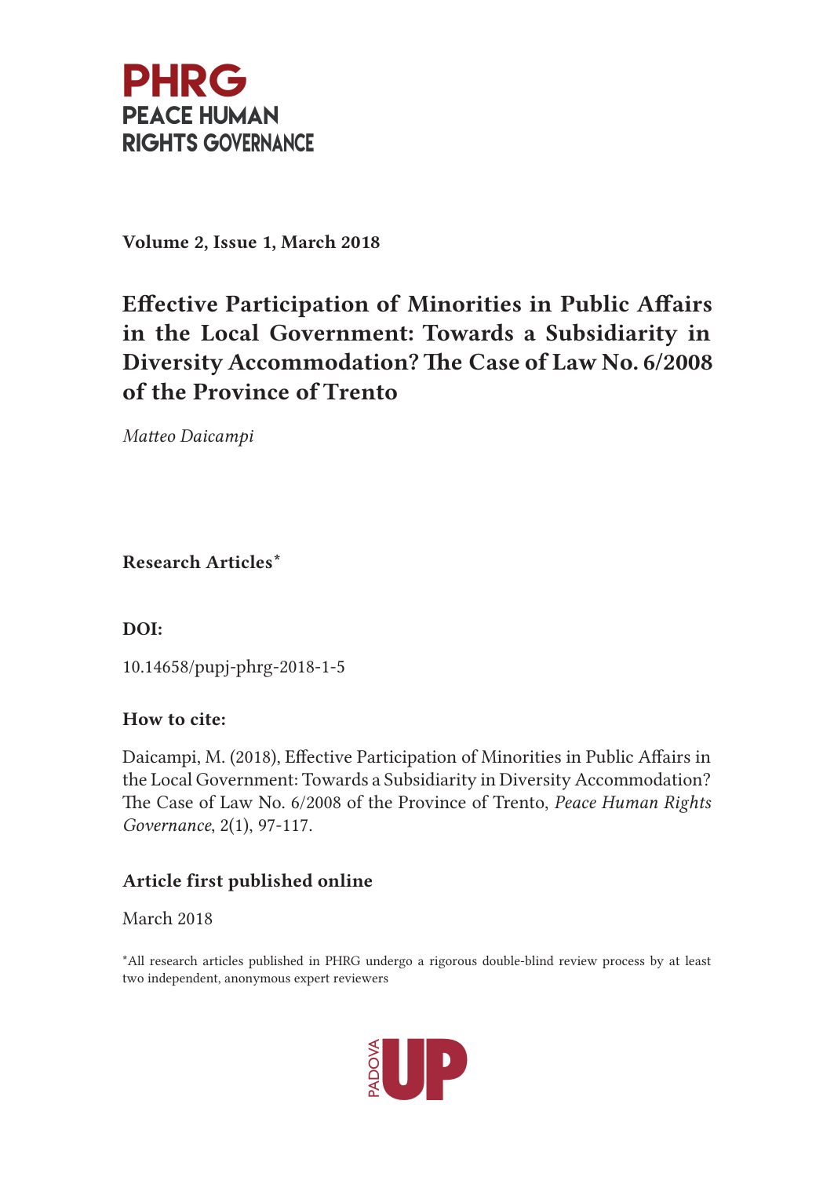**PHRG**
**PEACE HUMAN RIGHTS GOVERNANCE**

**Volume 2, Issue 1, March 2018**

# Effective Participation of Minorities in Public Affairs in the Local Government: Towards a Subsidiarity in Diversity Accommodation? The Case of Law No. 6/2008 of the Province of Trento

*Matteo Daicampi*

**Research Articles***

**DOI:**

10.14658/pupj-phrg-2018-1-5

**How to cite:**

Daicampi, M. (2018), Effective Participation of Minorities in Public Affairs in the Local Government: Towards a Subsidiarity in Diversity Accommodation? The Case of Law No. 6/2008 of the Province of Trento, *Peace Human Rights Governance*, 2(1), 97-117.

**Article first published online**

March 2018

*All research articles published in PHRG undergo a rigorous double-blind review process by at least two independent, anonymous expert reviewers

PADOVA UP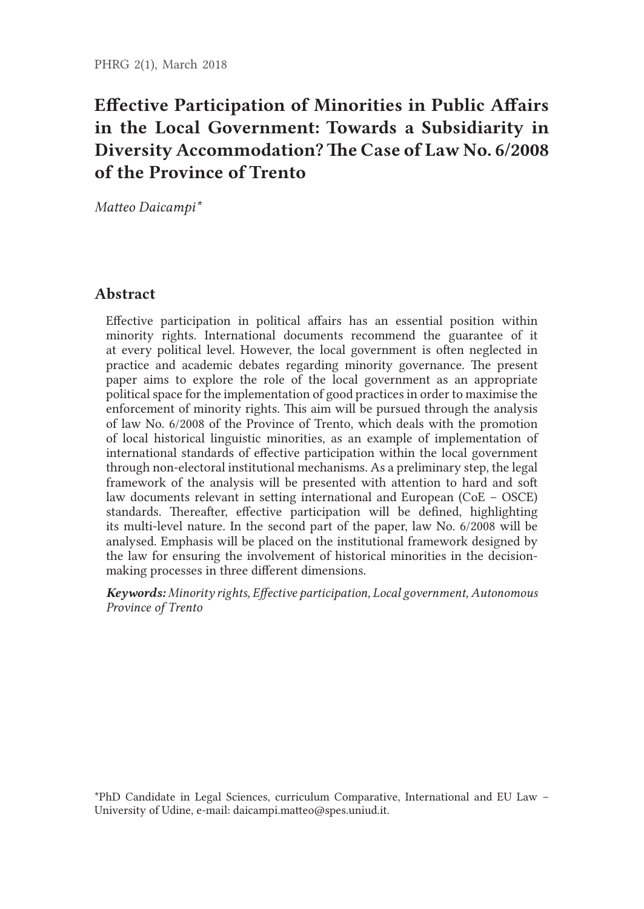# Effective Participation of Minorities in Public Affairs in the Local Government: Towards a Subsidiarity in Diversity Accommodation? The Case of Law No. 6/2008 of the Province of Trento

*Matteo Daicampi**

## Abstract

Effective participation in political affairs has an essential position within minority rights. International documents recommend the guarantee of it at every political level. However, the local government is often neglected in practice and academic debates regarding minority governance. The present paper aims to explore the role of the local government as an appropriate political space for the implementation of good practices in order to maximise the enforcement of minority rights. This aim will be pursued through the analysis of law No. 6/2008 of the Province of Trento, which deals with the promotion of local historical linguistic minorities, as an example of implementation of international standards of effective participation within the local government through non-electoral institutional mechanisms. As a preliminary step, the legal framework of the analysis will be presented with attention to hard and soft law documents relevant in setting international and European (CoE – OSCE) standards. Thereafter, effective participation will be defined, highlighting its multi-level nature. In the second part of the paper, law No. 6/2008 will be analysed. Emphasis will be placed on the institutional framework designed by the law for ensuring the involvement of historical minorities in the decision-making processes in three different dimensions.

***Keywords:*** *Minority rights, Effective participation, Local government, Autonomous Province of Trento*

*PhD Candidate in Legal Sciences, curriculum Comparative, International and EU Law – University of Udine, e-mail: daicampi.matteo@spes.uniud.it.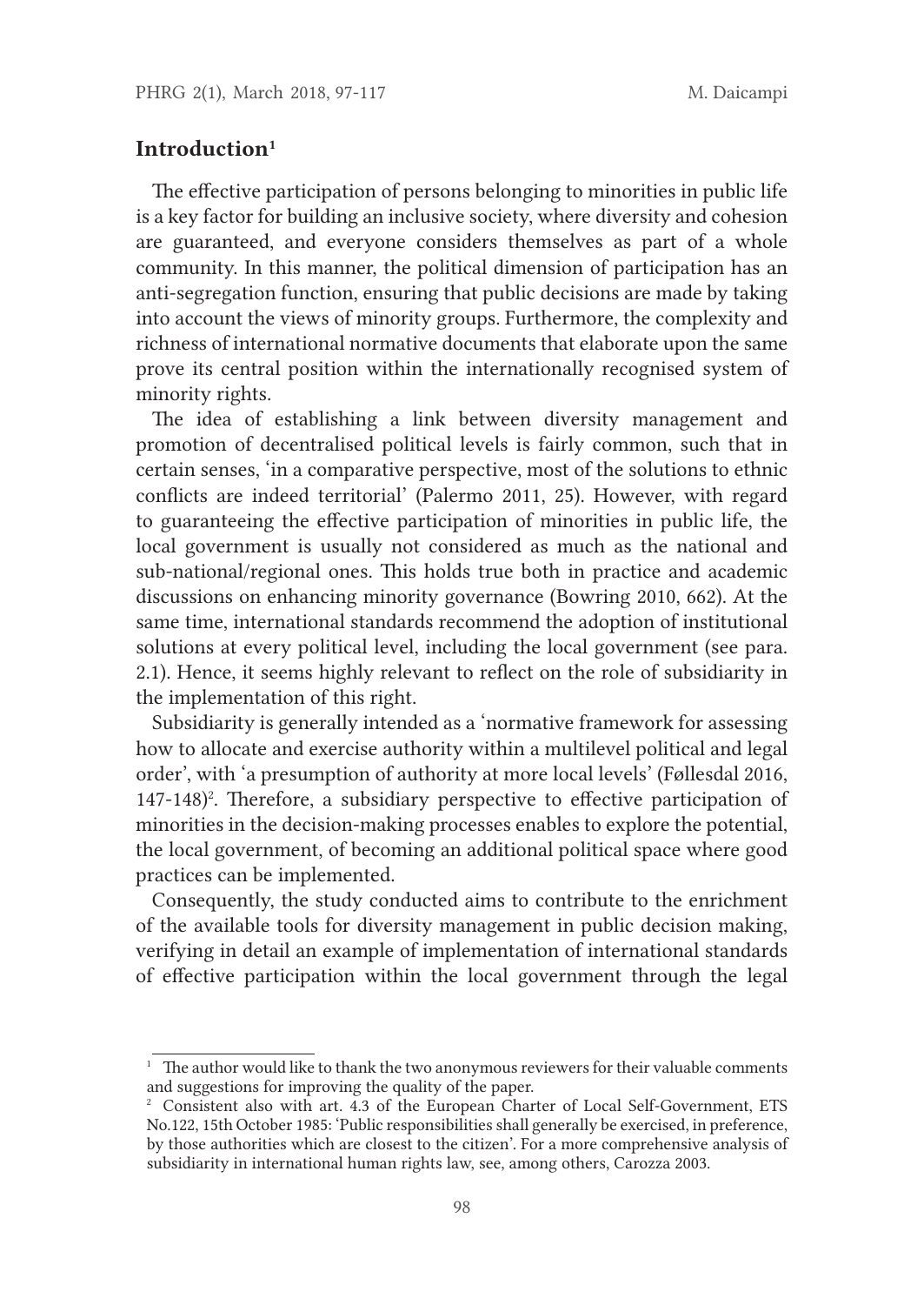## Introduction[1]

The effective participation of persons belonging to minorities in public life is a key factor for building an inclusive society, where diversity and cohesion are guaranteed, and everyone considers themselves as part of a whole community. In this manner, the political dimension of participation has an anti-segregation function, ensuring that public decisions are made by taking into account the views of minority groups. Furthermore, the complexity and richness of international normative documents that elaborate upon the same prove its central position within the internationally recognised system of minority rights.

The idea of establishing a link between diversity management and promotion of decentralised political levels is fairly common, such that in certain senses, 'in a comparative perspective, most of the solutions to ethnic conflicts are indeed territorial' (Palermo 2011, 25). However, with regard to guaranteeing the effective participation of minorities in public life, the local government is usually not considered as much as the national and sub-national/regional ones. This holds true both in practice and academic discussions on enhancing minority governance (Bowring 2010, 662). At the same time, international standards recommend the adoption of institutional solutions at every political level, including the local government (see para. 2.1). Hence, it seems highly relevant to reflect on the role of subsidiarity in the implementation of this right.

Subsidiarity is generally intended as a 'normative framework for assessing how to allocate and exercise authority within a multilevel political and legal order', with 'a presumption of authority at more local levels' (Føllesdal 2016, 147-148)[2]. Therefore, a subsidiary perspective to effective participation of minorities in the decision-making processes enables to explore the potential, the local government, of becoming an additional political space where good practices can be implemented.

Consequently, the study conducted aims to contribute to the enrichment of the available tools for diversity management in public decision making, verifying in detail an example of implementation of international standards of effective participation within the local government through the legal

---

[1] The author would like to thank the two anonymous reviewers for their valuable comments and suggestions for improving the quality of the paper.

[2] Consistent also with art. 4.3 of the European Charter of Local Self-Government, ETS No.122, 15th October 1985: 'Public responsibilities shall generally be exercised, in preference, by those authorities which are closest to the citizen'. For a more comprehensive analysis of subsidiarity in international human rights law, see, among others, Carozza 2003.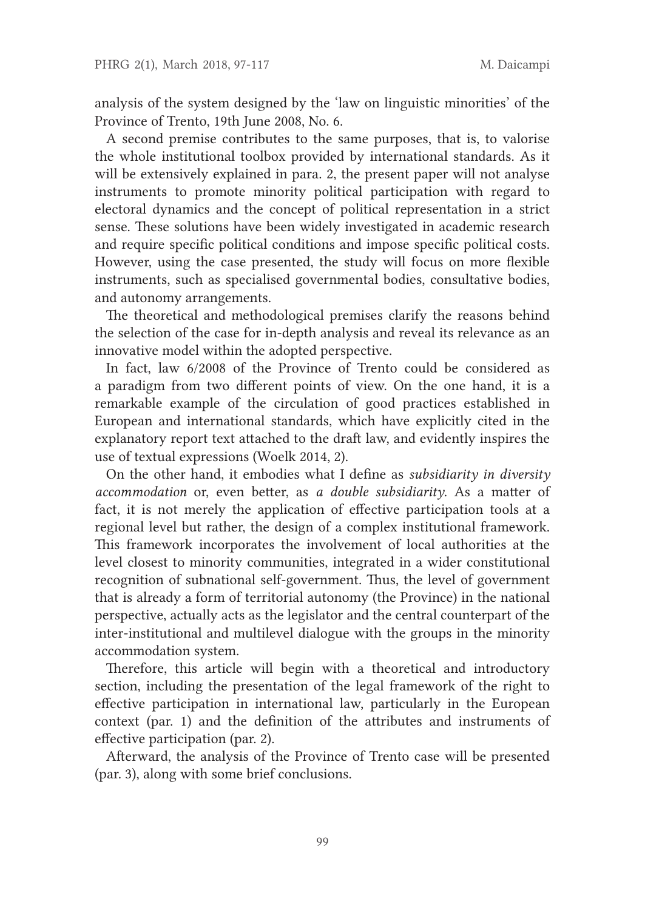analysis of the system designed by the 'law on linguistic minorities' of the Province of Trento, 19th June 2008, No. 6.

A second premise contributes to the same purposes, that is, to valorise the whole institutional toolbox provided by international standards. As it will be extensively explained in para. 2, the present paper will not analyse instruments to promote minority political participation with regard to electoral dynamics and the concept of political representation in a strict sense. These solutions have been widely investigated in academic research and require specific political conditions and impose specific political costs. However, using the case presented, the study will focus on more flexible instruments, such as specialised governmental bodies, consultative bodies, and autonomy arrangements.

The theoretical and methodological premises clarify the reasons behind the selection of the case for in-depth analysis and reveal its relevance as an innovative model within the adopted perspective.

In fact, law 6/2008 of the Province of Trento could be considered as a paradigm from two different points of view. On the one hand, it is a remarkable example of the circulation of good practices established in European and international standards, which have explicitly cited in the explanatory report text attached to the draft law, and evidently inspires the use of textual expressions (Woelk 2014, 2).

On the other hand, it embodies what I define as *subsidiarity in diversity accommodation* or, even better, as *a double subsidiarity*. As a matter of fact, it is not merely the application of effective participation tools at a regional level but rather, the design of a complex institutional framework. This framework incorporates the involvement of local authorities at the level closest to minority communities, integrated in a wider constitutional recognition of subnational self-government. Thus, the level of government that is already a form of territorial autonomy (the Province) in the national perspective, actually acts as the legislator and the central counterpart of the inter-institutional and multilevel dialogue with the groups in the minority accommodation system.

Therefore, this article will begin with a theoretical and introductory section, including the presentation of the legal framework of the right to effective participation in international law, particularly in the European context (par. 1) and the definition of the attributes and instruments of effective participation (par. 2).

Afterward, the analysis of the Province of Trento case will be presented (par. 3), along with some brief conclusions.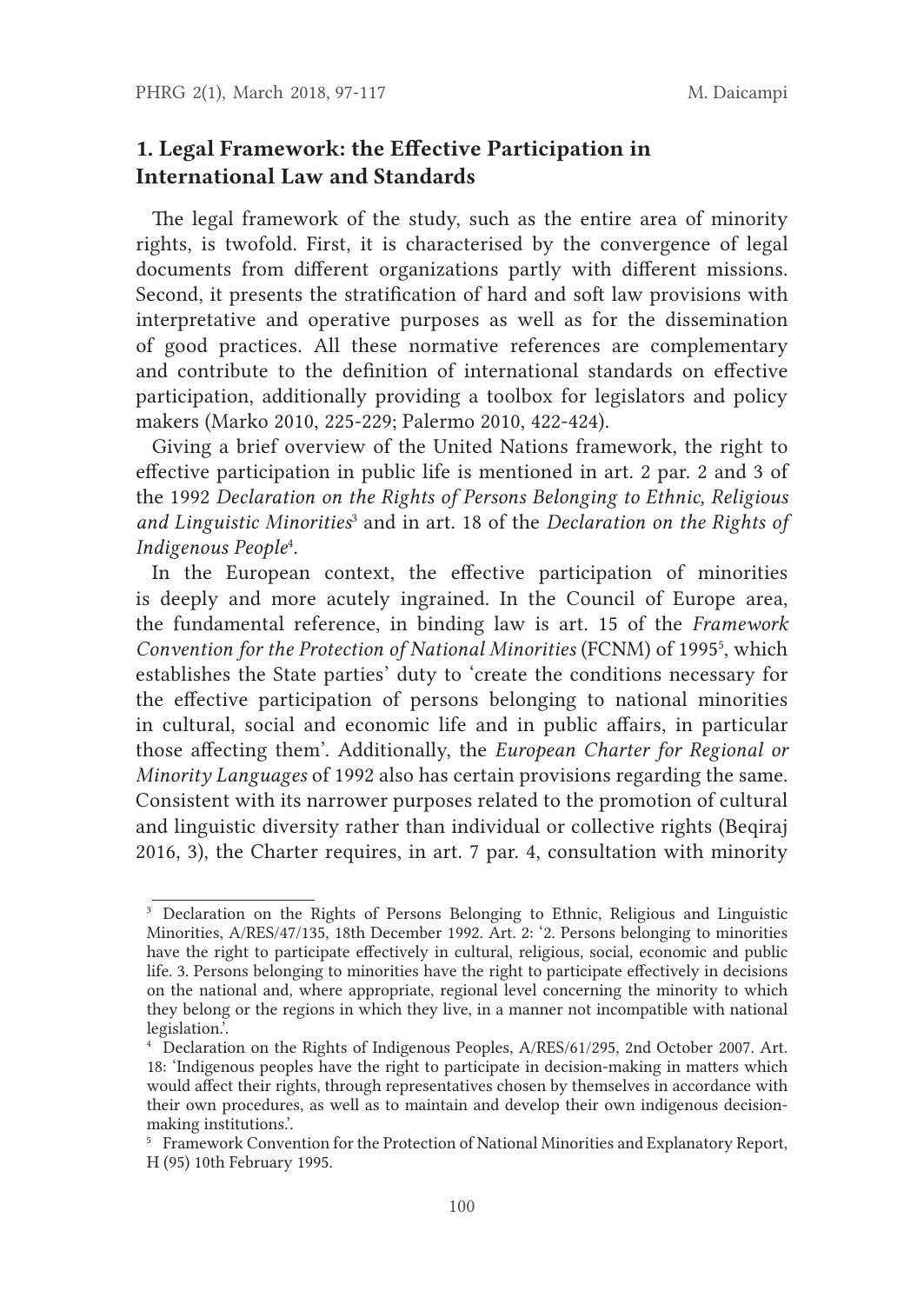## 1. Legal Framework: the Effective Participation in International Law and Standards

The legal framework of the study, such as the entire area of minority rights, is twofold. First, it is characterised by the convergence of legal documents from different organizations partly with different missions. Second, it presents the stratification of hard and soft law provisions with interpretative and operative purposes as well as for the dissemination of good practices. All these normative references are complementary and contribute to the definition of international standards on effective participation, additionally providing a toolbox for legislators and policy makers (Marko 2010, 225-229; Palermo 2010, 422-424).

Giving a brief overview of the United Nations framework, the right to effective participation in public life is mentioned in art. 2 par. 2 and 3 of the 1992 *Declaration on the Rights of Persons Belonging to Ethnic, Religious and Linguistic Minorities*[3] and in art. 18 of the *Declaration on the Rights of Indigenous People*[4].

In the European context, the effective participation of minorities is deeply and more acutely ingrained. In the Council of Europe area, the fundamental reference, in binding law is art. 15 of the *Framework Convention for the Protection of National Minorities* (FCNM) of 1995[5], which establishes the State parties' duty to 'create the conditions necessary for the effective participation of persons belonging to national minorities in cultural, social and economic life and in public affairs, in particular those affecting them'. Additionally, the *European Charter for Regional or Minority Languages* of 1992 also has certain provisions regarding the same. Consistent with its narrower purposes related to the promotion of cultural and linguistic diversity rather than individual or collective rights (Beqiraj 2016, 3), the Charter requires, in art. 7 par. 4, consultation with minority

---

[3] Declaration on the Rights of Persons Belonging to Ethnic, Religious and Linguistic Minorities, A/RES/47/135, 18th December 1992. Art. 2: '2. Persons belonging to minorities have the right to participate effectively in cultural, religious, social, economic and public life. 3. Persons belonging to minorities have the right to participate effectively in decisions on the national and, where appropriate, regional level concerning the minority to which they belong or the regions in which they live, in a manner not incompatible with national legislation.'.

[4] Declaration on the Rights of Indigenous Peoples, A/RES/61/295, 2nd October 2007. Art. 18: 'Indigenous peoples have the right to participate in decision-making in matters which would affect their rights, through representatives chosen by themselves in accordance with their own procedures, as well as to maintain and develop their own indigenous decision-making institutions.'.

[5] Framework Convention for the Protection of National Minorities and Explanatory Report, H (95) 10th February 1995.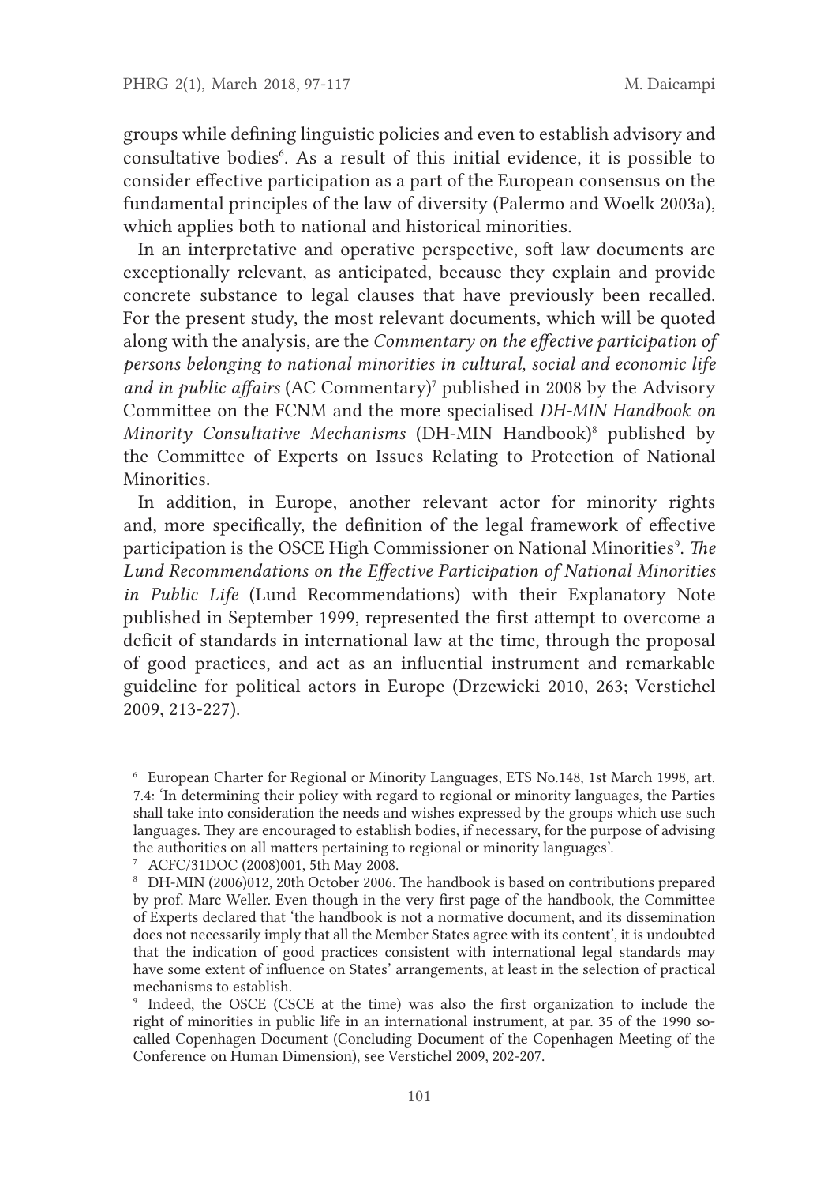groups while defining linguistic policies and even to establish advisory and consultative bodies[6]. As a result of this initial evidence, it is possible to consider effective participation as a part of the European consensus on the fundamental principles of the law of diversity (Palermo and Woelk 2003a), which applies both to national and historical minorities.

In an interpretative and operative perspective, soft law documents are exceptionally relevant, as anticipated, because they explain and provide concrete substance to legal clauses that have previously been recalled. For the present study, the most relevant documents, which will be quoted along with the analysis, are the *Commentary on the effective participation of persons belonging to national minorities in cultural, social and economic life and in public affairs* (AC Commentary)[7] published in 2008 by the Advisory Committee on the FCNM and the more specialised *DH-MIN Handbook on Minority Consultative Mechanisms* (DH-MIN Handbook)[8] published by the Committee of Experts on Issues Relating to Protection of National Minorities.

In addition, in Europe, another relevant actor for minority rights and, more specifically, the definition of the legal framework of effective participation is the OSCE High Commissioner on National Minorities[9]. *The Lund Recommendations on the Effective Participation of National Minorities in Public Life* (Lund Recommendations) with their Explanatory Note published in September 1999, represented the first attempt to overcome a deficit of standards in international law at the time, through the proposal of good practices, and act as an influential instrument and remarkable guideline for political actors in Europe (Drzewicki 2010, 263; Verstichel 2009, 213-227).

---

[6] European Charter for Regional or Minority Languages, ETS No.148, 1st March 1998, art. 7.4: 'In determining their policy with regard to regional or minority languages, the Parties shall take into consideration the needs and wishes expressed by the groups which use such languages. They are encouraged to establish bodies, if necessary, for the purpose of advising the authorities on all matters pertaining to regional or minority languages'.

[7] ACFC/31DOC (2008)001, 5th May 2008.

[8] DH-MIN (2006)012, 20th October 2006. The handbook is based on contributions prepared by prof. Marc Weller. Even though in the very first page of the handbook, the Committee of Experts declared that 'the handbook is not a normative document, and its dissemination does not necessarily imply that all the Member States agree with its content', it is undoubted that the indication of good practices consistent with international legal standards may have some extent of influence on States' arrangements, at least in the selection of practical mechanisms to establish.

[9] Indeed, the OSCE (CSCE at the time) was also the first organization to include the right of minorities in public life in an international instrument, at par. 35 of the 1990 so-called Copenhagen Document (Concluding Document of the Copenhagen Meeting of the Conference on Human Dimension), see Verstichel 2009, 202-207.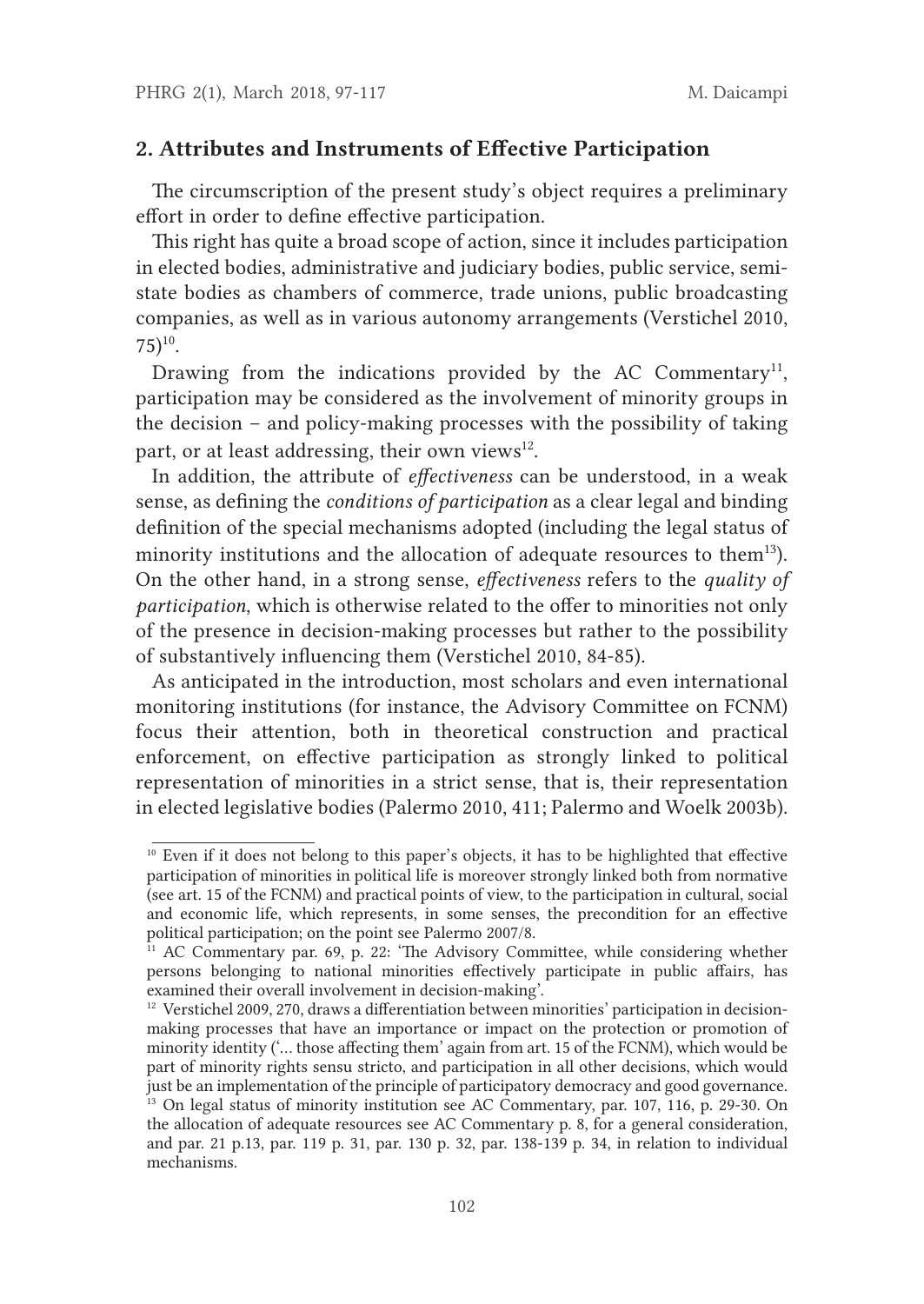## 2. Attributes and Instruments of Effective Participation

The circumscription of the present study's object requires a preliminary effort in order to define effective participation.

This right has quite a broad scope of action, since it includes participation in elected bodies, administrative and judiciary bodies, public service, semi-state bodies as chambers of commerce, trade unions, public broadcasting companies, as well as in various autonomy arrangements (Verstichel 2010, 75)[10].

Drawing from the indications provided by the AC Commentary[11], participation may be considered as the involvement of minority groups in the decision – and policy-making processes with the possibility of taking part, or at least addressing, their own views[12].

In addition, the attribute of *effectiveness* can be understood, in a weak sense, as defining the *conditions of participation* as a clear legal and binding definition of the special mechanisms adopted (including the legal status of minority institutions and the allocation of adequate resources to them[13]). On the other hand, in a strong sense, *effectiveness* refers to the *quality of participation*, which is otherwise related to the offer to minorities not only of the presence in decision-making processes but rather to the possibility of substantively influencing them (Verstichel 2010, 84-85).

As anticipated in the introduction, most scholars and even international monitoring institutions (for instance, the Advisory Committee on FCNM) focus their attention, both in theoretical construction and practical enforcement, on effective participation as strongly linked to political representation of minorities in a strict sense, that is, their representation in elected legislative bodies (Palermo 2010, 411; Palermo and Woelk 2003b).

---

[10] Even if it does not belong to this paper's objects, it has to be highlighted that effective participation of minorities in political life is moreover strongly linked both from normative (see art. 15 of the FCNM) and practical points of view, to the participation in cultural, social and economic life, which represents, in some senses, the precondition for an effective political participation; on the point see Palermo 2007/8.

[11] AC Commentary par. 69, p. 22: 'The Advisory Committee, while considering whether persons belonging to national minorities effectively participate in public affairs, has examined their overall involvement in decision-making'.

[12] Verstichel 2009, 270, draws a differentiation between minorities' participation in decision-making processes that have an importance or impact on the protection or promotion of minority identity ('… those affecting them' again from art. 15 of the FCNM), which would be part of minority rights sensu stricto, and participation in all other decisions, which would just be an implementation of the principle of participatory democracy and good governance.

[13] On legal status of minority institution see AC Commentary, par. 107, 116, p. 29-30. On the allocation of adequate resources see AC Commentary p. 8, for a general consideration, and par. 21 p.13, par. 119 p. 31, par. 130 p. 32, par. 138-139 p. 34, in relation to individual mechanisms.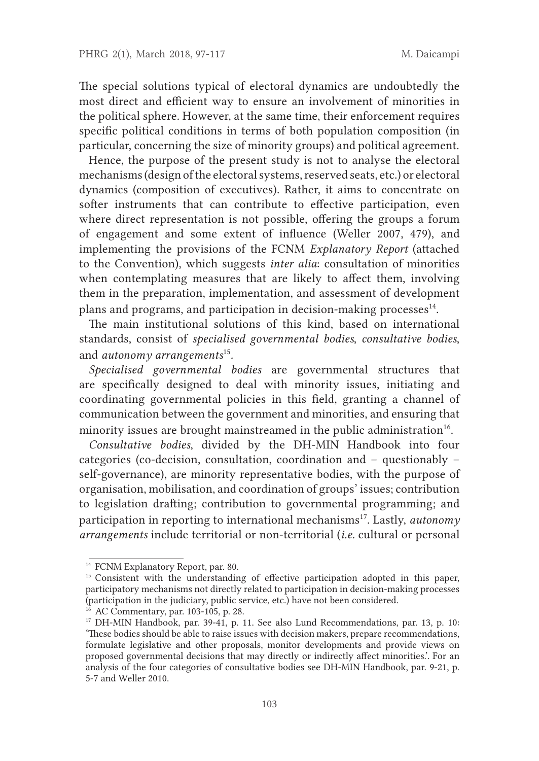The special solutions typical of electoral dynamics are undoubtedly the most direct and efficient way to ensure an involvement of minorities in the political sphere. However, at the same time, their enforcement requires specific political conditions in terms of both population composition (in particular, concerning the size of minority groups) and political agreement.

Hence, the purpose of the present study is not to analyse the electoral mechanisms (design of the electoral systems, reserved seats, etc.) or electoral dynamics (composition of executives). Rather, it aims to concentrate on softer instruments that can contribute to effective participation, even where direct representation is not possible, offering the groups a forum of engagement and some extent of influence (Weller 2007, 479), and implementing the provisions of the FCNM *Explanatory Report* (attached to the Convention), which suggests *inter alia*: consultation of minorities when contemplating measures that are likely to affect them, involving them in the preparation, implementation, and assessment of development plans and programs, and participation in decision-making processes[14].

The main institutional solutions of this kind, based on international standards, consist of *specialised governmental bodies*, *consultative bodies*, and *autonomy arrangements*[15].

*Specialised governmental bodies* are governmental structures that are specifically designed to deal with minority issues, initiating and coordinating governmental policies in this field, granting a channel of communication between the government and minorities, and ensuring that minority issues are brought mainstreamed in the public administration[16].

*Consultative bodies*, divided by the DH-MIN Handbook into four categories (co-decision, consultation, coordination and – questionably – self-governance), are minority representative bodies, with the purpose of organisation, mobilisation, and coordination of groups' issues; contribution to legislation drafting; contribution to governmental programming; and participation in reporting to international mechanisms[17]. Lastly, *autonomy arrangements* include territorial or non-territorial (*i.e.* cultural or personal

---

[14] FCNM Explanatory Report, par. 80.

[15] Consistent with the understanding of effective participation adopted in this paper, participatory mechanisms not directly related to participation in decision-making processes (participation in the judiciary, public service, etc.) have not been considered.

[16] AC Commentary, par. 103-105, p. 28.

[17] DH-MIN Handbook, par. 39-41, p. 11. See also Lund Recommendations, par. 13, p. 10: 'These bodies should be able to raise issues with decision makers, prepare recommendations, formulate legislative and other proposals, monitor developments and provide views on proposed governmental decisions that may directly or indirectly affect minorities.'. For an analysis of the four categories of consultative bodies see DH-MIN Handbook, par. 9-21, p. 5-7 and Weller 2010.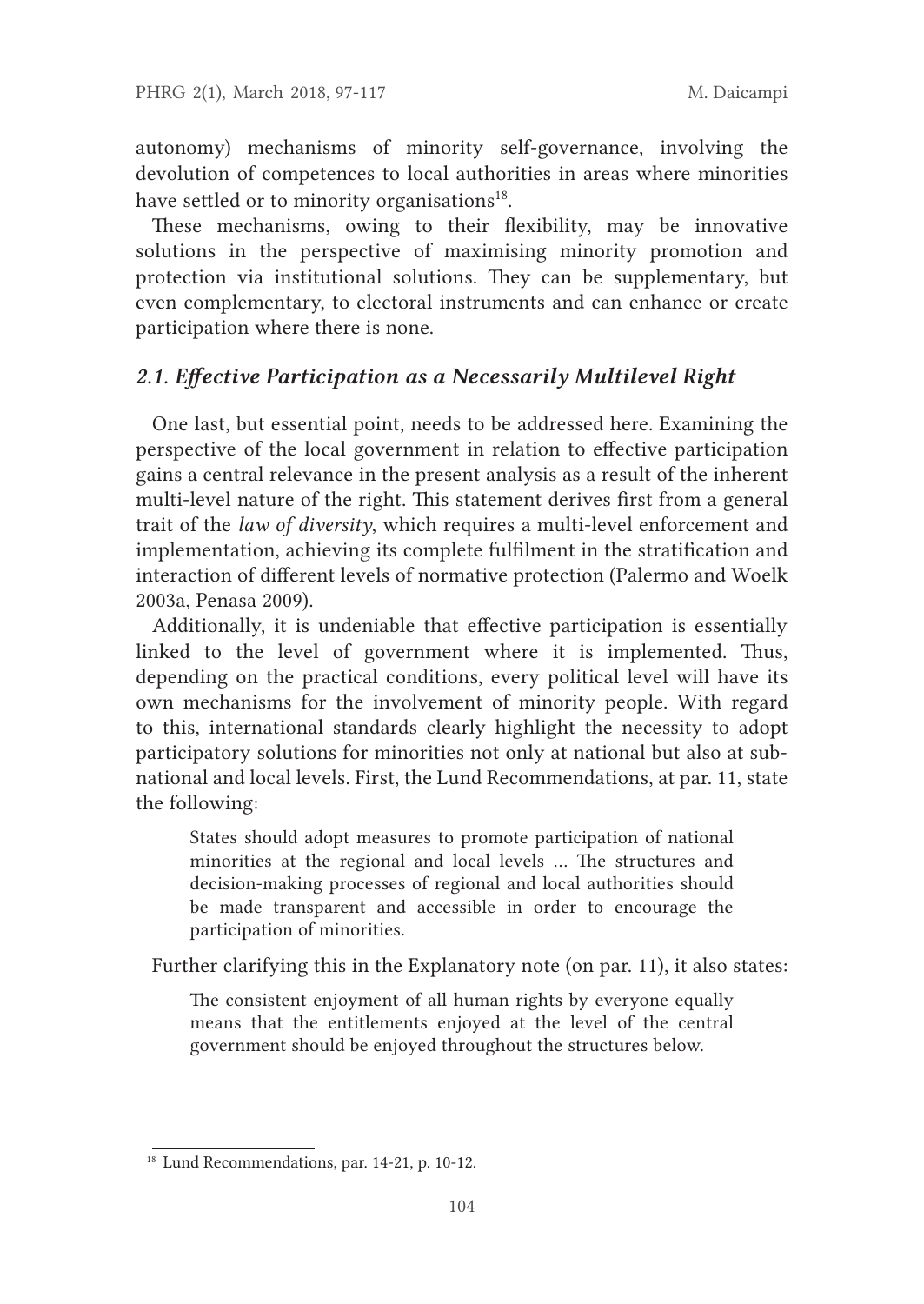autonomy) mechanisms of minority self-governance, involving the devolution of competences to local authorities in areas where minorities have settled or to minority organisations[18].

These mechanisms, owing to their flexibility, may be innovative solutions in the perspective of maximising minority promotion and protection via institutional solutions. They can be supplementary, but even complementary, to electoral instruments and can enhance or create participation where there is none.

### *2.1. Effective Participation as a Necessarily Multilevel Right*

One last, but essential point, needs to be addressed here. Examining the perspective of the local government in relation to effective participation gains a central relevance in the present analysis as a result of the inherent multi-level nature of the right. This statement derives first from a general trait of the *law of diversity*, which requires a multi-level enforcement and implementation, achieving its complete fulfilment in the stratification and interaction of different levels of normative protection (Palermo and Woelk 2003a, Penasa 2009).

Additionally, it is undeniable that effective participation is essentially linked to the level of government where it is implemented. Thus, depending on the practical conditions, every political level will have its own mechanisms for the involvement of minority people. With regard to this, international standards clearly highlight the necessity to adopt participatory solutions for minorities not only at national but also at sub-national and local levels. First, the Lund Recommendations, at par. 11, state the following:

> States should adopt measures to promote participation of national minorities at the regional and local levels … The structures and decision-making processes of regional and local authorities should be made transparent and accessible in order to encourage the participation of minorities.

Further clarifying this in the Explanatory note (on par. 11), it also states:

> The consistent enjoyment of all human rights by everyone equally means that the entitlements enjoyed at the level of the central government should be enjoyed throughout the structures below.

[18] Lund Recommendations, par. 14-21, p. 10-12.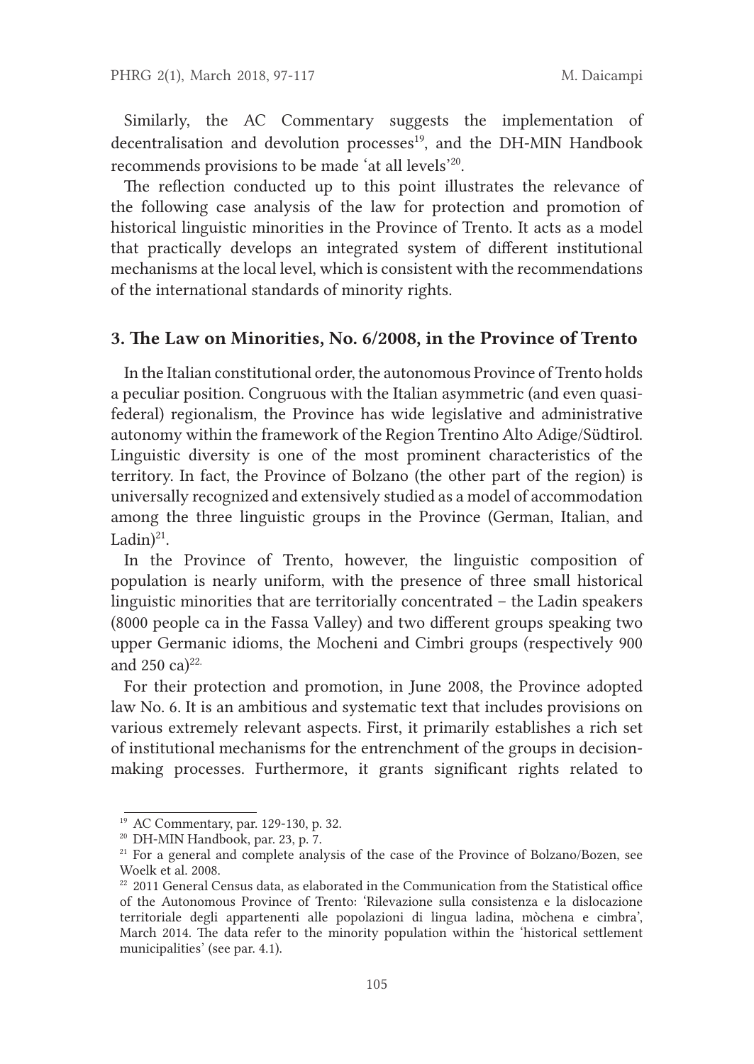Similarly, the AC Commentary suggests the implementation of decentralisation and devolution processes[19], and the DH-MIN Handbook recommends provisions to be made 'at all levels'[20].

The reflection conducted up to this point illustrates the relevance of the following case analysis of the law for protection and promotion of historical linguistic minorities in the Province of Trento. It acts as a model that practically develops an integrated system of different institutional mechanisms at the local level, which is consistent with the recommendations of the international standards of minority rights.

## 3. The Law on Minorities, No. 6/2008, in the Province of Trento

In the Italian constitutional order, the autonomous Province of Trento holds a peculiar position. Congruous with the Italian asymmetric (and even quasi-federal) regionalism, the Province has wide legislative and administrative autonomy within the framework of the Region Trentino Alto Adige/Südtirol. Linguistic diversity is one of the most prominent characteristics of the territory. In fact, the Province of Bolzano (the other part of the region) is universally recognized and extensively studied as a model of accommodation among the three linguistic groups in the Province (German, Italian, and Ladin)[21].

In the Province of Trento, however, the linguistic composition of population is nearly uniform, with the presence of three small historical linguistic minorities that are territorially concentrated – the Ladin speakers (8000 people ca in the Fassa Valley) and two different groups speaking two upper Germanic idioms, the Mocheni and Cimbri groups (respectively 900 and 250 ca)[22].

For their protection and promotion, in June 2008, the Province adopted law No. 6. It is an ambitious and systematic text that includes provisions on various extremely relevant aspects. First, it primarily establishes a rich set of institutional mechanisms for the entrenchment of the groups in decision-making processes. Furthermore, it grants significant rights related to

---

[19] AC Commentary, par. 129-130, p. 32.

[20] DH-MIN Handbook, par. 23, p. 7.

[21] For a general and complete analysis of the case of the Province of Bolzano/Bozen, see Woelk et al. 2008.

[22] 2011 General Census data, as elaborated in the Communication from the Statistical office of the Autonomous Province of Trento: 'Rilevazione sulla consistenza e la dislocazione territoriale degli appartenenti alle popolazioni di lingua ladina, mòchena e cimbra', March 2014. The data refer to the minority population within the 'historical settlement municipalities' (see par. 4.1).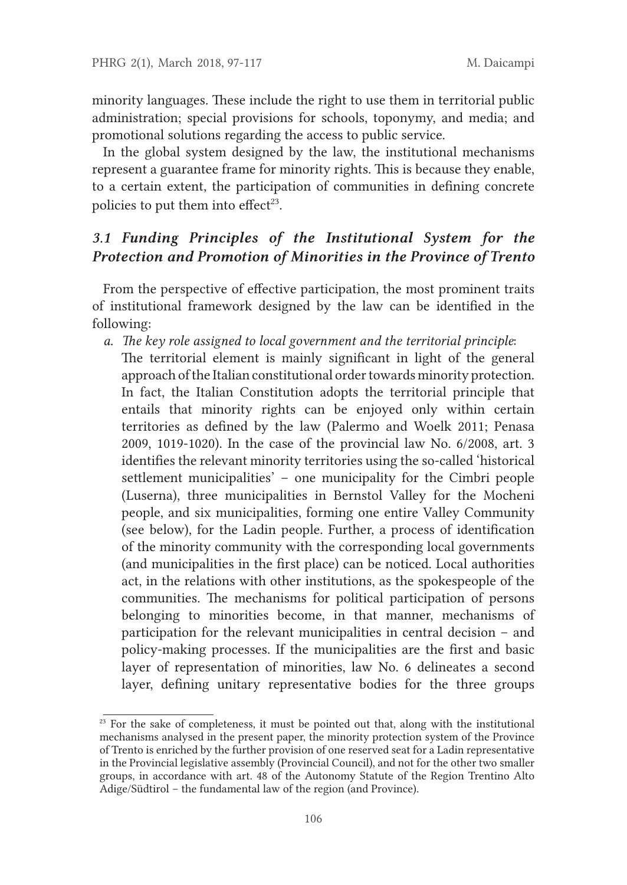minority languages. These include the right to use them in territorial public administration; special provisions for schools, toponymy, and media; and promotional solutions regarding the access to public service.

In the global system designed by the law, the institutional mechanisms represent a guarantee frame for minority rights. This is because they enable, to a certain extent, the participation of communities in defining concrete policies to put them into effect[23].

### *3.1 Funding Principles of the Institutional System for the Protection and Promotion of Minorities in the Province of Trento*

From the perspective of effective participation, the most prominent traits of institutional framework designed by the law can be identified in the following:

a. *The key role assigned to local government and the territorial principle*:
   The territorial element is mainly significant in light of the general approach of the Italian constitutional order towards minority protection. In fact, the Italian Constitution adopts the territorial principle that entails that minority rights can be enjoyed only within certain territories as defined by the law (Palermo and Woelk 2011; Penasa 2009, 1019-1020). In the case of the provincial law No. 6/2008, art. 3 identifies the relevant minority territories using the so-called 'historical settlement municipalities' – one municipality for the Cimbri people (Luserna), three municipalities in Bernstol Valley for the Mocheni people, and six municipalities, forming one entire Valley Community (see below), for the Ladin people. Further, a process of identification of the minority community with the corresponding local governments (and municipalities in the first place) can be noticed. Local authorities act, in the relations with other institutions, as the spokespeople of the communities. The mechanisms for political participation of persons belonging to minorities become, in that manner, mechanisms of participation for the relevant municipalities in central decision – and policy-making processes. If the municipalities are the first and basic layer of representation of minorities, law No. 6 delineates a second layer, defining unitary representative bodies for the three groups

[23] For the sake of completeness, it must be pointed out that, along with the institutional mechanisms analysed in the present paper, the minority protection system of the Province of Trento is enriched by the further provision of one reserved seat for a Ladin representative in the Provincial legislative assembly (Provincial Council), and not for the other two smaller groups, in accordance with art. 48 of the Autonomy Statute of the Region Trentino Alto Adige/Südtirol – the fundamental law of the region (and Province).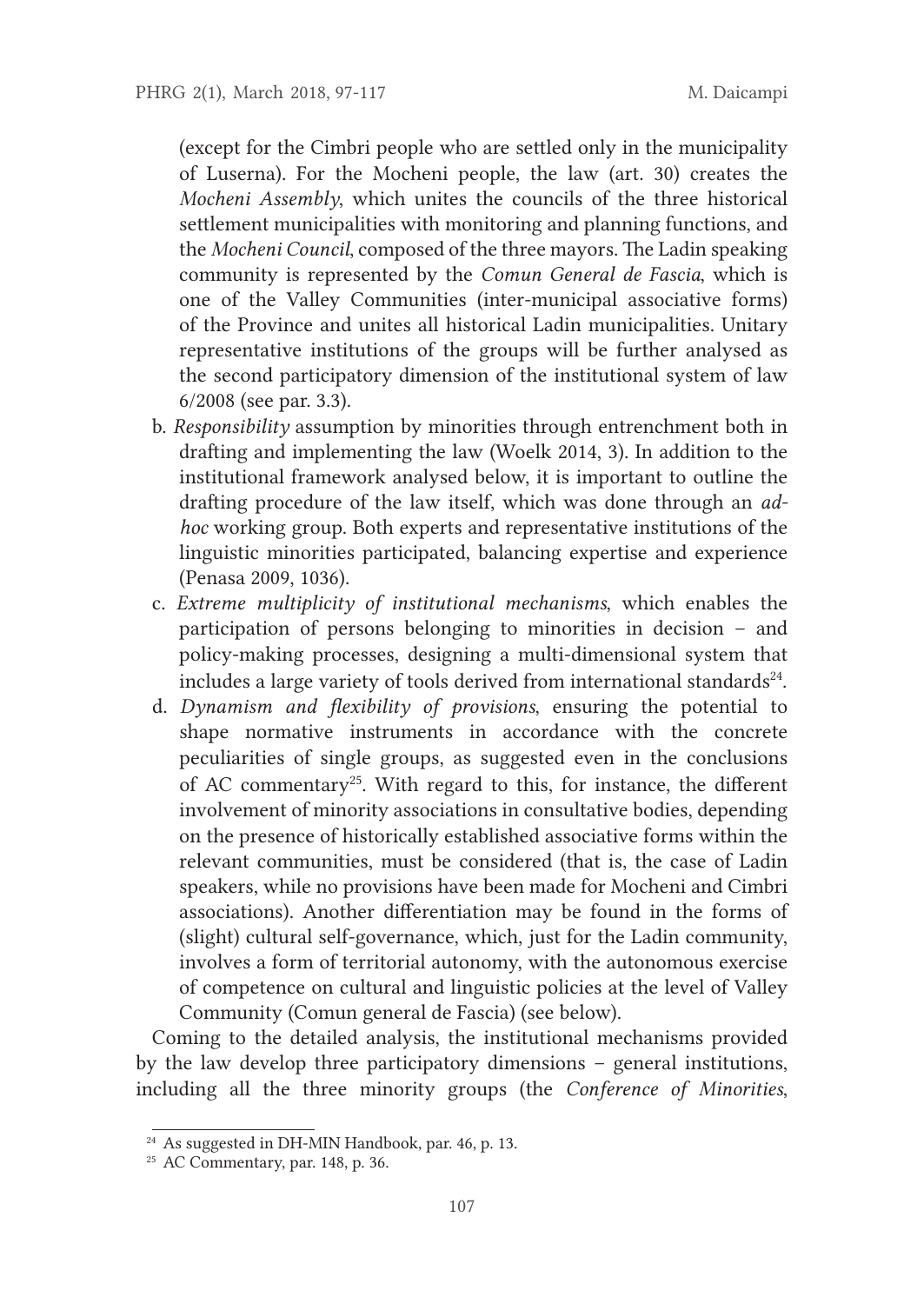(except for the Cimbri people who are settled only in the municipality of Luserna). For the Mocheni people, the law (art. 30) creates the *Mocheni Assembly*, which unites the councils of the three historical settlement municipalities with monitoring and planning functions, and the *Mocheni Council*, composed of the three mayors. The Ladin speaking community is represented by the *Comun General de Fascia*, which is one of the Valley Communities (inter-municipal associative forms) of the Province and unites all historical Ladin municipalities. Unitary representative institutions of the groups will be further analysed as the second participatory dimension of the institutional system of law 6/2008 (see par. 3.3).

b. *Responsibility* assumption by minorities through entrenchment both in drafting and implementing the law (Woelk 2014, 3). In addition to the institutional framework analysed below, it is important to outline the drafting procedure of the law itself, which was done through an *ad-hoc* working group. Both experts and representative institutions of the linguistic minorities participated, balancing expertise and experience (Penasa 2009, 1036).

c. *Extreme multiplicity of institutional mechanisms*, which enables the participation of persons belonging to minorities in decision – and policy-making processes, designing a multi-dimensional system that includes a large variety of tools derived from international standards[24].

d. *Dynamism and flexibility of provisions*, ensuring the potential to shape normative instruments in accordance with the concrete peculiarities of single groups, as suggested even in the conclusions of AC commentary[25]. With regard to this, for instance, the different involvement of minority associations in consultative bodies, depending on the presence of historically established associative forms within the relevant communities, must be considered (that is, the case of Ladin speakers, while no provisions have been made for Mocheni and Cimbri associations). Another differentiation may be found in the forms of (slight) cultural self-governance, which, just for the Ladin community, involves a form of territorial autonomy, with the autonomous exercise of competence on cultural and linguistic policies at the level of Valley Community (Comun general de Fascia) (see below).

Coming to the detailed analysis, the institutional mechanisms provided by the law develop three participatory dimensions – general institutions, including all the three minority groups (the *Conference of Minorities*,

---

[24] As suggested in DH-MIN Handbook, par. 46, p. 13.

[25] AC Commentary, par. 148, p. 36.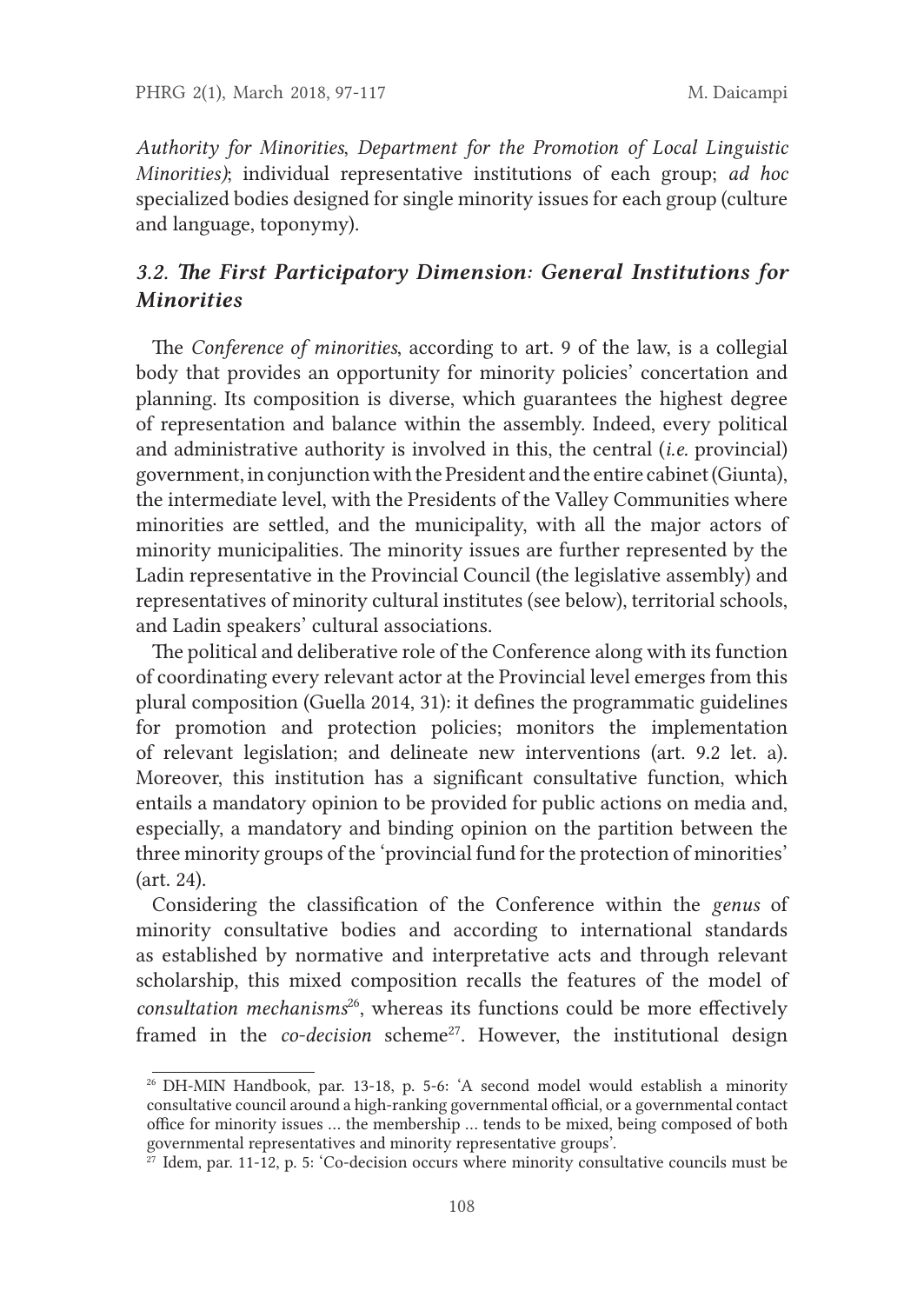*Authority for Minorities*, *Department for the Promotion of Local Linguistic Minorities)*; individual representative institutions of each group; *ad hoc* specialized bodies designed for single minority issues for each group (culture and language, toponymy).

### *3.2. The First Participatory Dimension: General Institutions for Minorities*

The *Conference of minorities*, according to art. 9 of the law, is a collegial body that provides an opportunity for minority policies' concertation and planning. Its composition is diverse, which guarantees the highest degree of representation and balance within the assembly. Indeed, every political and administrative authority is involved in this, the central (*i.e.* provincial) government, in conjunction with the President and the entire cabinet (Giunta), the intermediate level, with the Presidents of the Valley Communities where minorities are settled, and the municipality, with all the major actors of minority municipalities. The minority issues are further represented by the Ladin representative in the Provincial Council (the legislative assembly) and representatives of minority cultural institutes (see below), territorial schools, and Ladin speakers' cultural associations.

The political and deliberative role of the Conference along with its function of coordinating every relevant actor at the Provincial level emerges from this plural composition (Guella 2014, 31): it defines the programmatic guidelines for promotion and protection policies; monitors the implementation of relevant legislation; and delineate new interventions (art. 9.2 let. a). Moreover, this institution has a significant consultative function, which entails a mandatory opinion to be provided for public actions on media and, especially, a mandatory and binding opinion on the partition between the three minority groups of the 'provincial fund for the protection of minorities' (art. 24).

Considering the classification of the Conference within the *genus* of minority consultative bodies and according to international standards as established by normative and interpretative acts and through relevant scholarship, this mixed composition recalls the features of the model of *consultation mechanisms*[26], whereas its functions could be more effectively framed in the *co-decision* scheme[27]. However, the institutional design

---

[26] DH-MIN Handbook, par. 13-18, p. 5-6: 'A second model would establish a minority consultative council around a high-ranking governmental official, or a governmental contact office for minority issues … the membership … tends to be mixed, being composed of both governmental representatives and minority representative groups'.

[27] Idem, par. 11-12, p. 5: 'Co-decision occurs where minority consultative councils must be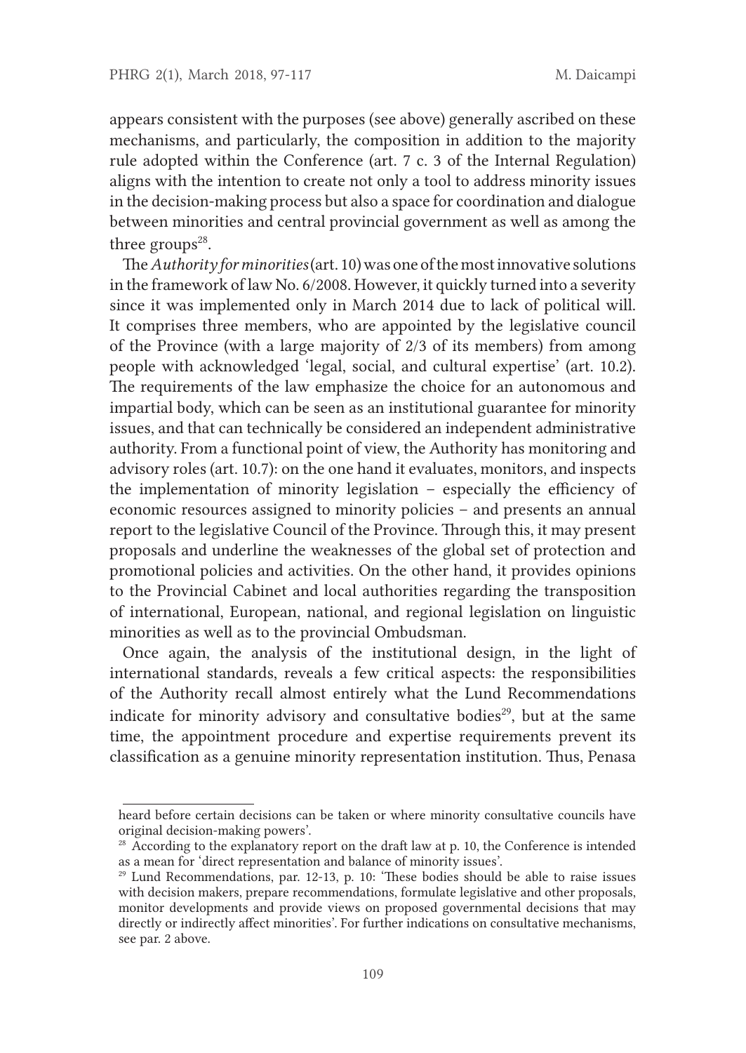appears consistent with the purposes (see above) generally ascribed on these mechanisms, and particularly, the composition in addition to the majority rule adopted within the Conference (art. 7 c. 3 of the Internal Regulation) aligns with the intention to create not only a tool to address minority issues in the decision-making process but also a space for coordination and dialogue between minorities and central provincial government as well as among the three groups[28].

The *Authority for minorities* (art. 10) was one of the most innovative solutions in the framework of law No. 6/2008. However, it quickly turned into a severity since it was implemented only in March 2014 due to lack of political will. It comprises three members, who are appointed by the legislative council of the Province (with a large majority of 2/3 of its members) from among people with acknowledged 'legal, social, and cultural expertise' (art. 10.2). The requirements of the law emphasize the choice for an autonomous and impartial body, which can be seen as an institutional guarantee for minority issues, and that can technically be considered an independent administrative authority. From a functional point of view, the Authority has monitoring and advisory roles (art. 10.7): on the one hand it evaluates, monitors, and inspects the implementation of minority legislation – especially the efficiency of economic resources assigned to minority policies – and presents an annual report to the legislative Council of the Province. Through this, it may present proposals and underline the weaknesses of the global set of protection and promotional policies and activities. On the other hand, it provides opinions to the Provincial Cabinet and local authorities regarding the transposition of international, European, national, and regional legislation on linguistic minorities as well as to the provincial Ombudsman.

Once again, the analysis of the institutional design, in the light of international standards, reveals a few critical aspects: the responsibilities of the Authority recall almost entirely what the Lund Recommendations indicate for minority advisory and consultative bodies[29], but at the same time, the appointment procedure and expertise requirements prevent its classification as a genuine minority representation institution. Thus, Penasa

---

heard before certain decisions can be taken or where minority consultative councils have original decision-making powers'.

[28] According to the explanatory report on the draft law at p. 10, the Conference is intended as a mean for 'direct representation and balance of minority issues'.

[29] Lund Recommendations, par. 12-13, p. 10: 'These bodies should be able to raise issues with decision makers, prepare recommendations, formulate legislative and other proposals, monitor developments and provide views on proposed governmental decisions that may directly or indirectly affect minorities'. For further indications on consultative mechanisms, see par. 2 above.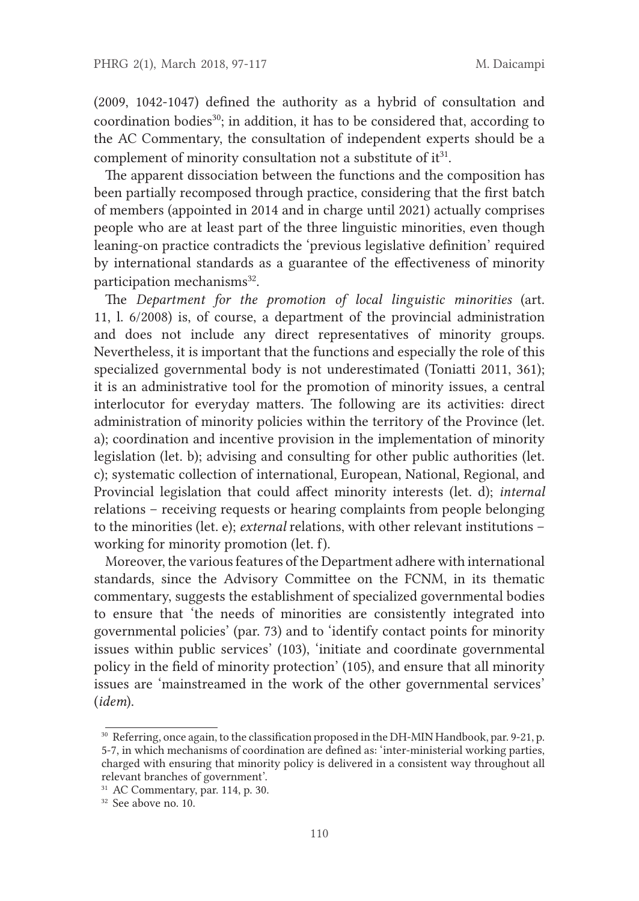(2009, 1042-1047) defined the authority as a hybrid of consultation and coordination bodies[30]; in addition, it has to be considered that, according to the AC Commentary, the consultation of independent experts should be a complement of minority consultation not a substitute of it[31].

The apparent dissociation between the functions and the composition has been partially recomposed through practice, considering that the first batch of members (appointed in 2014 and in charge until 2021) actually comprises people who are at least part of the three linguistic minorities, even though leaning-on practice contradicts the 'previous legislative definition' required by international standards as a guarantee of the effectiveness of minority participation mechanisms[32].

The *Department for the promotion of local linguistic minorities* (art. 11, l. 6/2008) is, of course, a department of the provincial administration and does not include any direct representatives of minority groups. Nevertheless, it is important that the functions and especially the role of this specialized governmental body is not underestimated (Toniatti 2011, 361); it is an administrative tool for the promotion of minority issues, a central interlocutor for everyday matters. The following are its activities: direct administration of minority policies within the territory of the Province (let. a); coordination and incentive provision in the implementation of minority legislation (let. b); advising and consulting for other public authorities (let. c); systematic collection of international, European, National, Regional, and Provincial legislation that could affect minority interests (let. d); *internal* relations – receiving requests or hearing complaints from people belonging to the minorities (let. e); *external* relations, with other relevant institutions – working for minority promotion (let. f).

Moreover, the various features of the Department adhere with international standards, since the Advisory Committee on the FCNM, in its thematic commentary, suggests the establishment of specialized governmental bodies to ensure that 'the needs of minorities are consistently integrated into governmental policies' (par. 73) and to 'identify contact points for minority issues within public services' (103), 'initiate and coordinate governmental policy in the field of minority protection' (105), and ensure that all minority issues are 'mainstreamed in the work of the other governmental services' (*idem*).

---

[30] Referring, once again, to the classification proposed in the DH-MIN Handbook, par. 9-21, p. 5-7, in which mechanisms of coordination are defined as: 'inter-ministerial working parties, charged with ensuring that minority policy is delivered in a consistent way throughout all relevant branches of government'.

[31] AC Commentary, par. 114, p. 30.

[32] See above no. 10.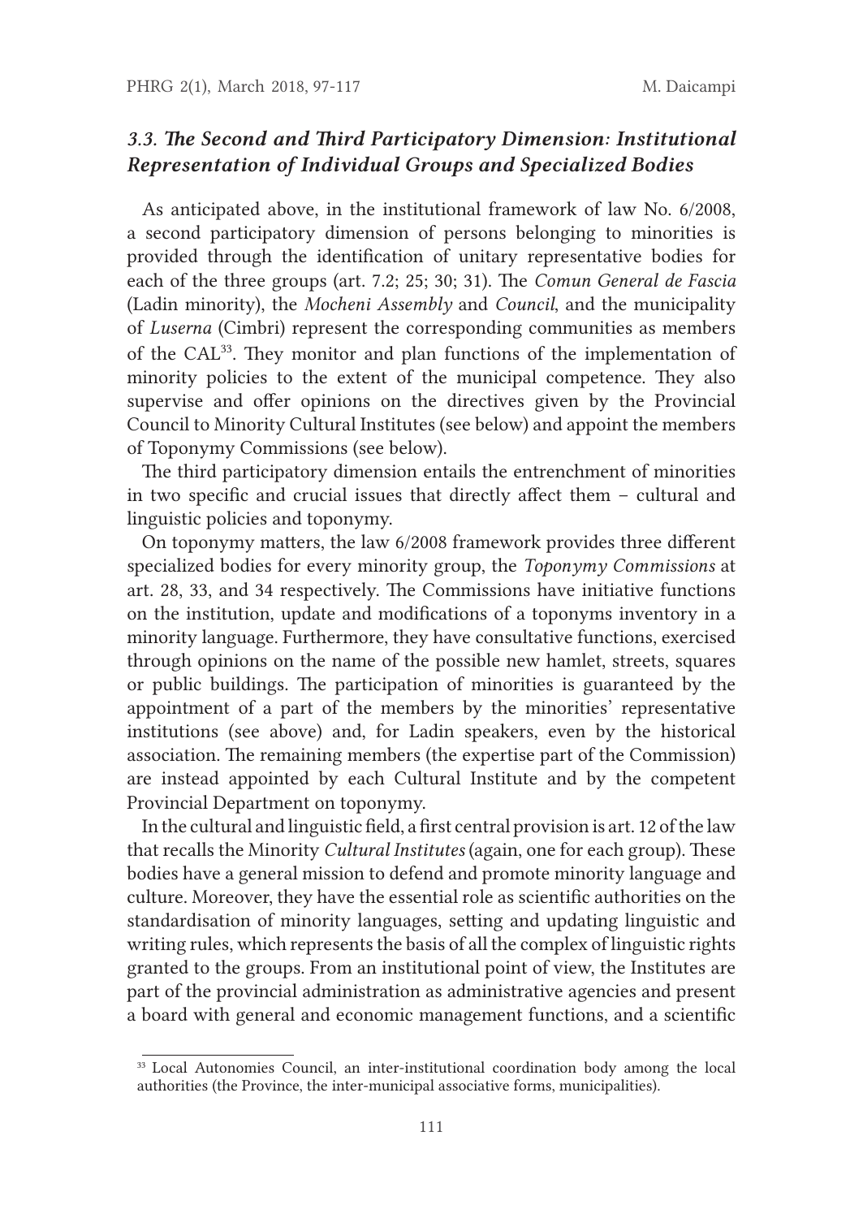### *3.3. The Second and Third Participatory Dimension: Institutional Representation of Individual Groups and Specialized Bodies*

As anticipated above, in the institutional framework of law No. 6/2008, a second participatory dimension of persons belonging to minorities is provided through the identification of unitary representative bodies for each of the three groups (art. 7.2; 25; 30; 31). The *Comun General de Fascia* (Ladin minority), the *Mocheni Assembly* and *Council*, and the municipality of *Luserna* (Cimbri) represent the corresponding communities as members of the CAL[33]. They monitor and plan functions of the implementation of minority policies to the extent of the municipal competence. They also supervise and offer opinions on the directives given by the Provincial Council to Minority Cultural Institutes (see below) and appoint the members of Toponymy Commissions (see below).

The third participatory dimension entails the entrenchment of minorities in two specific and crucial issues that directly affect them – cultural and linguistic policies and toponymy.

On toponymy matters, the law 6/2008 framework provides three different specialized bodies for every minority group, the *Toponymy Commissions* at art. 28, 33, and 34 respectively. The Commissions have initiative functions on the institution, update and modifications of a toponyms inventory in a minority language. Furthermore, they have consultative functions, exercised through opinions on the name of the possible new hamlet, streets, squares or public buildings. The participation of minorities is guaranteed by the appointment of a part of the members by the minorities' representative institutions (see above) and, for Ladin speakers, even by the historical association. The remaining members (the expertise part of the Commission) are instead appointed by each Cultural Institute and by the competent Provincial Department on toponymy.

In the cultural and linguistic field, a first central provision is art. 12 of the law that recalls the Minority *Cultural Institutes* (again, one for each group). These bodies have a general mission to defend and promote minority language and culture. Moreover, they have the essential role as scientific authorities on the standardisation of minority languages, setting and updating linguistic and writing rules, which represents the basis of all the complex of linguistic rights granted to the groups. From an institutional point of view, the Institutes are part of the provincial administration as administrative agencies and present a board with general and economic management functions, and a scientific

[33] Local Autonomies Council, an inter-institutional coordination body among the local authorities (the Province, the inter-municipal associative forms, municipalities).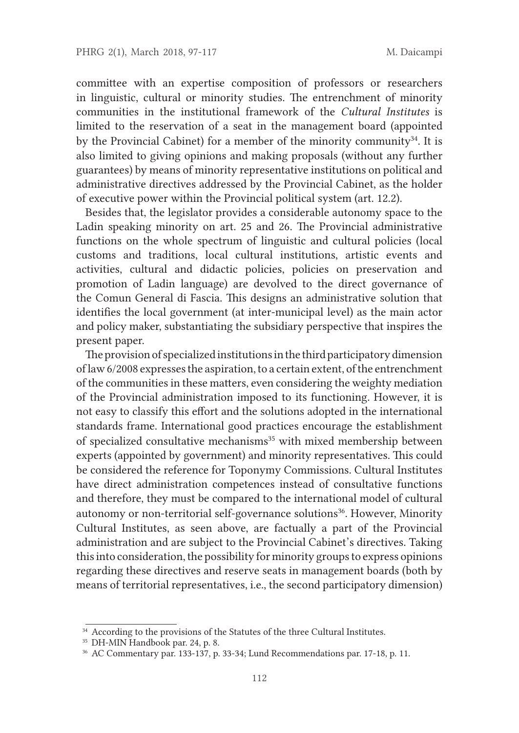committee with an expertise composition of professors or researchers in linguistic, cultural or minority studies. The entrenchment of minority communities in the institutional framework of the *Cultural Institutes* is limited to the reservation of a seat in the management board (appointed by the Provincial Cabinet) for a member of the minority community[34]. It is also limited to giving opinions and making proposals (without any further guarantees) by means of minority representative institutions on political and administrative directives addressed by the Provincial Cabinet, as the holder of executive power within the Provincial political system (art. 12.2).

Besides that, the legislator provides a considerable autonomy space to the Ladin speaking minority on art. 25 and 26. The Provincial administrative functions on the whole spectrum of linguistic and cultural policies (local customs and traditions, local cultural institutions, artistic events and activities, cultural and didactic policies, policies on preservation and promotion of Ladin language) are devolved to the direct governance of the Comun General di Fascia. This designs an administrative solution that identifies the local government (at inter-municipal level) as the main actor and policy maker, substantiating the subsidiary perspective that inspires the present paper.

The provision of specialized institutions in the third participatory dimension of law 6/2008 expresses the aspiration, to a certain extent, of the entrenchment of the communities in these matters, even considering the weighty mediation of the Provincial administration imposed to its functioning. However, it is not easy to classify this effort and the solutions adopted in the international standards frame. International good practices encourage the establishment of specialized consultative mechanisms[35] with mixed membership between experts (appointed by government) and minority representatives. This could be considered the reference for Toponymy Commissions. Cultural Institutes have direct administration competences instead of consultative functions and therefore, they must be compared to the international model of cultural autonomy or non-territorial self-governance solutions[36]. However, Minority Cultural Institutes, as seen above, are factually a part of the Provincial administration and are subject to the Provincial Cabinet's directives. Taking this into consideration, the possibility for minority groups to express opinions regarding these directives and reserve seats in management boards (both by means of territorial representatives, i.e., the second participatory dimension)

---

[34] According to the provisions of the Statutes of the three Cultural Institutes.

[35] DH-MIN Handbook par. 24, p. 8.

[36] AC Commentary par. 133-137, p. 33-34; Lund Recommendations par. 17-18, p. 11.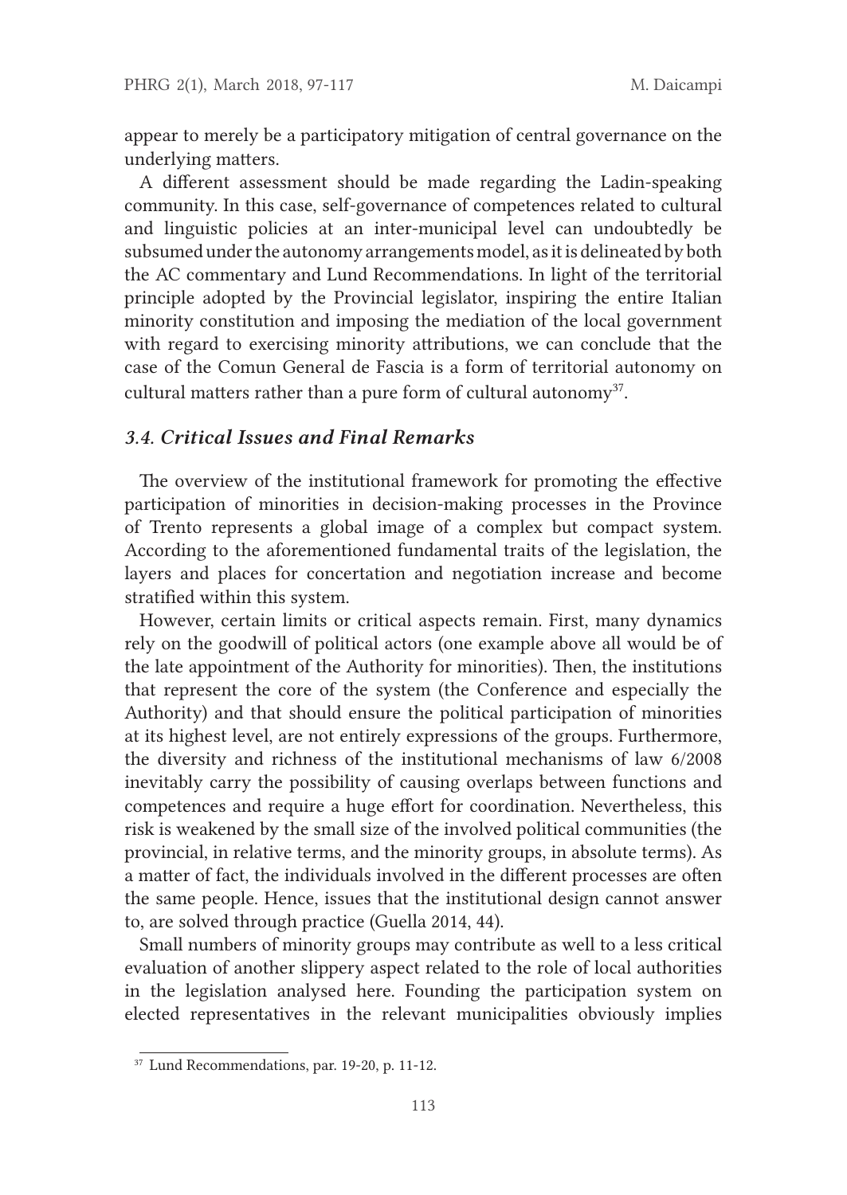appear to merely be a participatory mitigation of central governance on the underlying matters.

A different assessment should be made regarding the Ladin-speaking community. In this case, self-governance of competences related to cultural and linguistic policies at an inter-municipal level can undoubtedly be subsumed under the autonomy arrangements model, as it is delineated by both the AC commentary and Lund Recommendations. In light of the territorial principle adopted by the Provincial legislator, inspiring the entire Italian minority constitution and imposing the mediation of the local government with regard to exercising minority attributions, we can conclude that the case of the Comun General de Fascia is a form of territorial autonomy on cultural matters rather than a pure form of cultural autonomy[37].

### *3.4. Critical Issues and Final Remarks*

The overview of the institutional framework for promoting the effective participation of minorities in decision-making processes in the Province of Trento represents a global image of a complex but compact system. According to the aforementioned fundamental traits of the legislation, the layers and places for concertation and negotiation increase and become stratified within this system.

However, certain limits or critical aspects remain. First, many dynamics rely on the goodwill of political actors (one example above all would be of the late appointment of the Authority for minorities). Then, the institutions that represent the core of the system (the Conference and especially the Authority) and that should ensure the political participation of minorities at its highest level, are not entirely expressions of the groups. Furthermore, the diversity and richness of the institutional mechanisms of law 6/2008 inevitably carry the possibility of causing overlaps between functions and competences and require a huge effort for coordination. Nevertheless, this risk is weakened by the small size of the involved political communities (the provincial, in relative terms, and the minority groups, in absolute terms). As a matter of fact, the individuals involved in the different processes are often the same people. Hence, issues that the institutional design cannot answer to, are solved through practice (Guella 2014, 44).

Small numbers of minority groups may contribute as well to a less critical evaluation of another slippery aspect related to the role of local authorities in the legislation analysed here. Founding the participation system on elected representatives in the relevant municipalities obviously implies

---

[37] Lund Recommendations, par. 19-20, p. 11-12.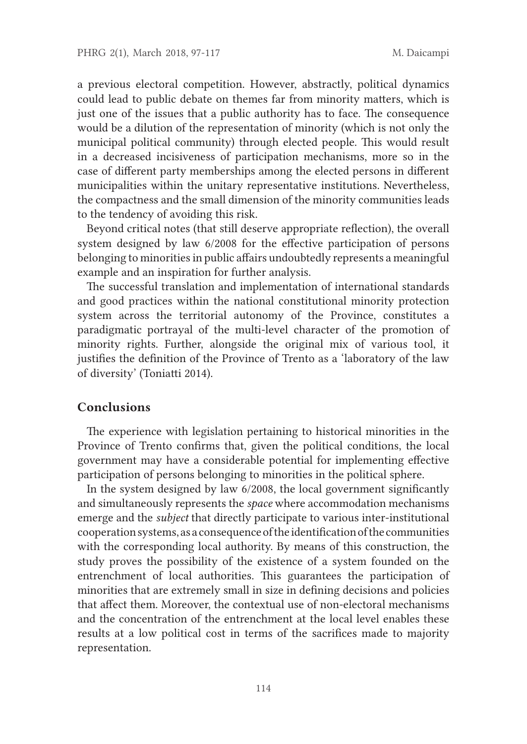a previous electoral competition. However, abstractly, political dynamics could lead to public debate on themes far from minority matters, which is just one of the issues that a public authority has to face. The consequence would be a dilution of the representation of minority (which is not only the municipal political community) through elected people. This would result in a decreased incisiveness of participation mechanisms, more so in the case of different party memberships among the elected persons in different municipalities within the unitary representative institutions. Nevertheless, the compactness and the small dimension of the minority communities leads to the tendency of avoiding this risk.

Beyond critical notes (that still deserve appropriate reflection), the overall system designed by law 6/2008 for the effective participation of persons belonging to minorities in public affairs undoubtedly represents a meaningful example and an inspiration for further analysis.

The successful translation and implementation of international standards and good practices within the national constitutional minority protection system across the territorial autonomy of the Province, constitutes a paradigmatic portrayal of the multi-level character of the promotion of minority rights. Further, alongside the original mix of various tool, it justifies the definition of the Province of Trento as a 'laboratory of the law of diversity' (Toniatti 2014).

## Conclusions

The experience with legislation pertaining to historical minorities in the Province of Trento confirms that, given the political conditions, the local government may have a considerable potential for implementing effective participation of persons belonging to minorities in the political sphere.

In the system designed by law 6/2008, the local government significantly and simultaneously represents the *space* where accommodation mechanisms emerge and the *subject* that directly participate to various inter-institutional cooperation systems, as a consequence of the identification of the communities with the corresponding local authority. By means of this construction, the study proves the possibility of the existence of a system founded on the entrenchment of local authorities. This guarantees the participation of minorities that are extremely small in size in defining decisions and policies that affect them. Moreover, the contextual use of non-electoral mechanisms and the concentration of the entrenchment at the local level enables these results at a low political cost in terms of the sacrifices made to majority representation.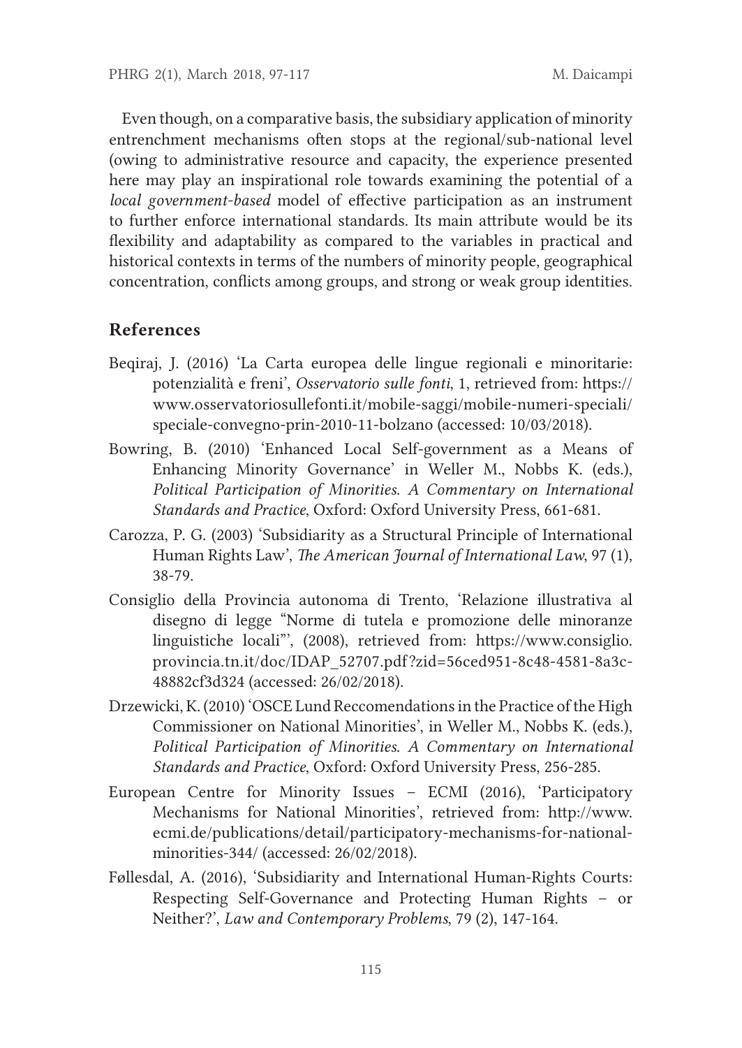Even though, on a comparative basis, the subsidiary application of minority entrenchment mechanisms often stops at the regional/sub-national level (owing to administrative resource and capacity, the experience presented here may play an inspirational role towards examining the potential of a *local government-based* model of effective participation as an instrument to further enforce international standards. Its main attribute would be its flexibility and adaptability as compared to the variables in practical and historical contexts in terms of the numbers of minority people, geographical concentration, conflicts among groups, and strong or weak group identities.

## References

Beqiraj, J. (2016) 'La Carta europea delle lingue regionali e minoritarie: potenzialità e freni', *Osservatorio sulle fonti*, 1, retrieved from: https://www.osservatoriosullefonti.it/mobile-saggi/mobile-numeri-speciali/speciale-convegno-prin-2010-11-bolzano (accessed: 10/03/2018).

Bowring, B. (2010) 'Enhanced Local Self-government as a Means of Enhancing Minority Governance' in Weller M., Nobbs K. (eds.), *Political Participation of Minorities. A Commentary on International Standards and Practice*, Oxford: Oxford University Press, 661-681.

Carozza, P. G. (2003) 'Subsidiarity as a Structural Principle of International Human Rights Law', *The American Journal of International Law*, 97 (1), 38-79.

Consiglio della Provincia autonoma di Trento, 'Relazione illustrativa al disegno di legge "Norme di tutela e promozione delle minoranze linguistiche locali"', (2008), retrieved from: https://www.consiglio.provincia.tn.it/doc/IDAP_52707.pdf?zid=56ced951-8c48-4581-8a3c-48882cf3d324 (accessed: 26/02/2018).

Drzewicki, K. (2010) 'OSCE Lund Reccomendations in the Practice of the High Commissioner on National Minorities', in Weller M., Nobbs K. (eds.), *Political Participation of Minorities. A Commentary on International Standards and Practice*, Oxford: Oxford University Press, 256-285.

European Centre for Minority Issues – ECMI (2016), 'Participatory Mechanisms for National Minorities', retrieved from: http://www.ecmi.de/publications/detail/participatory-mechanisms-for-national-minorities-344/ (accessed: 26/02/2018).

Føllesdal, A. (2016), 'Subsidiarity and International Human-Rights Courts: Respecting Self-Governance and Protecting Human Rights – or Neither?', *Law and Contemporary Problems*, 79 (2), 147-164.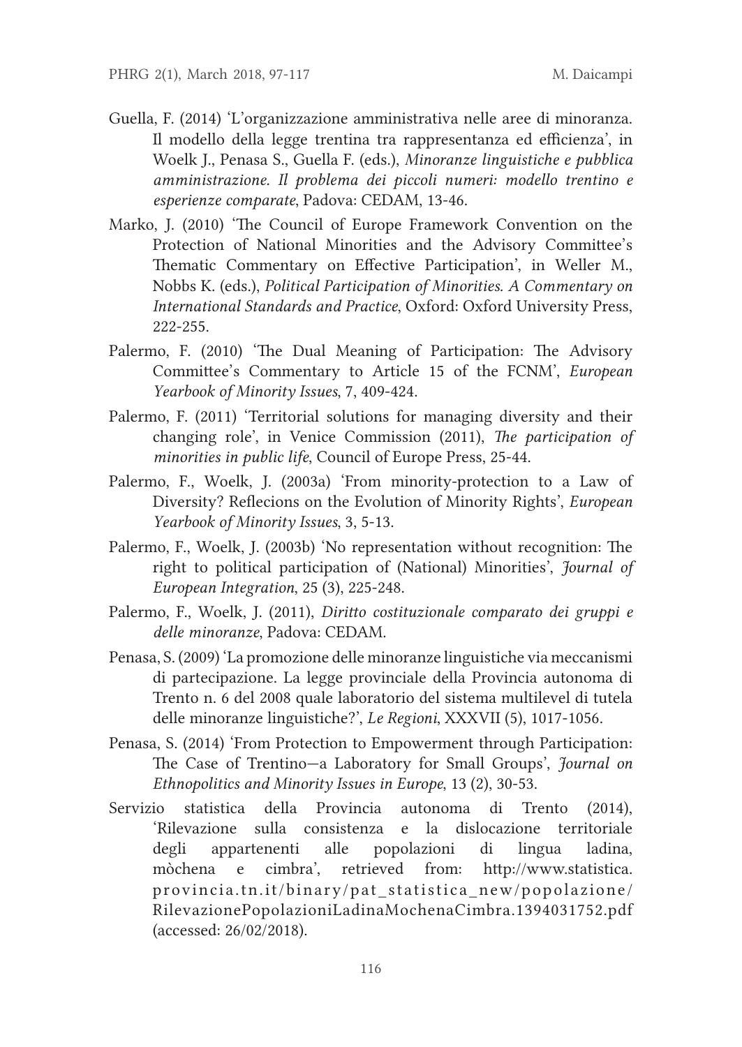Guella, F. (2014) 'L'organizzazione amministrativa nelle aree di minoranza. Il modello della legge trentina tra rappresentanza ed efficienza', in Woelk J., Penasa S., Guella F. (eds.), *Minoranze linguistiche e pubblica amministrazione. Il problema dei piccoli numeri: modello trentino e esperienze comparate*, Padova: CEDAM, 13-46.

Marko, J. (2010) 'The Council of Europe Framework Convention on the Protection of National Minorities and the Advisory Committee's Thematic Commentary on Effective Participation', in Weller M., Nobbs K. (eds.), *Political Participation of Minorities. A Commentary on International Standards and Practice*, Oxford: Oxford University Press, 222-255.

Palermo, F. (2010) 'The Dual Meaning of Participation: The Advisory Committee's Commentary to Article 15 of the FCNM', *European Yearbook of Minority Issues*, 7, 409-424.

Palermo, F. (2011) 'Territorial solutions for managing diversity and their changing role', in Venice Commission (2011), *The participation of minorities in public life*, Council of Europe Press, 25-44.

Palermo, F., Woelk, J. (2003a) 'From minority-protection to a Law of Diversity? Reflecions on the Evolution of Minority Rights', *European Yearbook of Minority Issues*, 3, 5-13.

Palermo, F., Woelk, J. (2003b) 'No representation without recognition: The right to political participation of (National) Minorities', *Journal of European Integration*, 25 (3), 225-248.

Palermo, F., Woelk, J. (2011), *Diritto costituzionale comparato dei gruppi e delle minoranze*, Padova: CEDAM.

Penasa, S. (2009) 'La promozione delle minoranze linguistiche via meccanismi di partecipazione. La legge provinciale della Provincia autonoma di Trento n. 6 del 2008 quale laboratorio del sistema multilevel di tutela delle minoranze linguistiche?', *Le Regioni*, XXXVII (5), 1017-1056.

Penasa, S. (2014) 'From Protection to Empowerment through Participation: The Case of Trentino—a Laboratory for Small Groups', *Journal on Ethnopolitics and Minority Issues in Europe*, 13 (2), 30-53.

Servizio statistica della Provincia autonoma di Trento (2014), 'Rilevazione sulla consistenza e la dislocazione territoriale degli appartenenti alle popolazioni di lingua ladina, mòchena e cimbra', retrieved from: http://www.statistica.provincia.tn.it/binary/pat_statistica_new/popolazione/RilevazionePopolazioniLadinaMochenaCimbra.1394031752.pdf (accessed: 26/02/2018).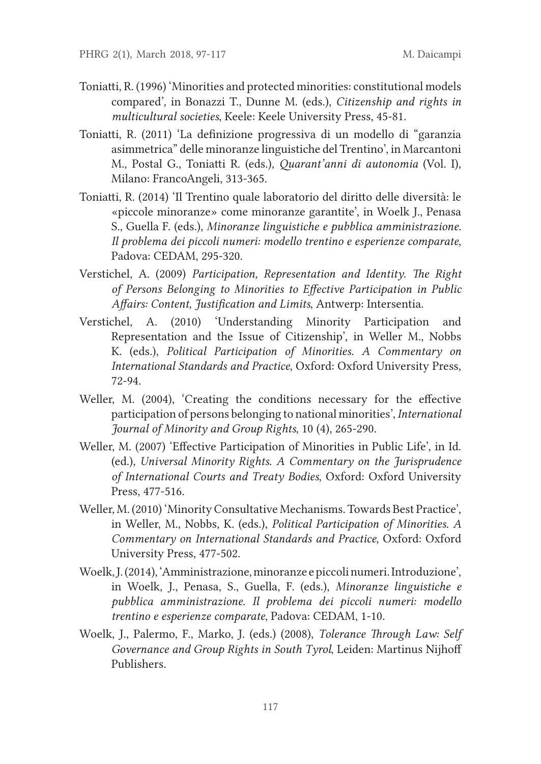Toniatti, R. (1996) 'Minorities and protected minorities: constitutional models compared', in Bonazzi T., Dunne M. (eds.), *Citizenship and rights in multicultural societies*, Keele: Keele University Press, 45-81.

Toniatti, R. (2011) 'La definizione progressiva di un modello di "garanzia asimmetrica" delle minoranze linguistiche del Trentino', in Marcantoni M., Postal G., Toniatti R. (eds.), *Quarant'anni di autonomia* (Vol. I), Milano: FrancoAngeli, 313-365.

Toniatti, R. (2014) 'Il Trentino quale laboratorio del diritto delle diversità: le «piccole minoranze» come minoranze garantite', in Woelk J., Penasa S., Guella F. (eds.), *Minoranze linguistiche e pubblica amministrazione. Il problema dei piccoli numeri: modello trentino e esperienze comparate*, Padova: CEDAM, 295-320.

Verstichel, A. (2009) *Participation, Representation and Identity. The Right of Persons Belonging to Minorities to Effective Participation in Public Affairs: Content, Justification and Limits*, Antwerp: Intersentia.

Verstichel, A. (2010) 'Understanding Minority Participation and Representation and the Issue of Citizenship', in Weller M., Nobbs K. (eds.), *Political Participation of Minorities. A Commentary on International Standards and Practice*, Oxford: Oxford University Press, 72-94.

Weller, M. (2004), 'Creating the conditions necessary for the effective participation of persons belonging to national minorities', *International Journal of Minority and Group Rights*, 10 (4), 265-290.

Weller, M. (2007) 'Effective Participation of Minorities in Public Life', in Id. (ed.), *Universal Minority Rights. A Commentary on the Jurisprudence of International Courts and Treaty Bodies*, Oxford: Oxford University Press, 477-516.

Weller, M. (2010) 'Minority Consultative Mechanisms. Towards Best Practice', in Weller, M., Nobbs, K. (eds.), *Political Participation of Minorities. A Commentary on International Standards and Practice*, Oxford: Oxford University Press, 477-502.

Woelk, J. (2014), 'Amministrazione, minoranze e piccoli numeri. Introduzione', in Woelk, J., Penasa, S., Guella, F. (eds.), *Minoranze linguistiche e pubblica amministrazione. Il problema dei piccoli numeri: modello trentino e esperienze comparate*, Padova: CEDAM, 1-10.

Woelk, J., Palermo, F., Marko, J. (eds.) (2008), *Tolerance Through Law: Self Governance and Group Rights in South Tyrol*, Leiden: Martinus Nijhoff Publishers.